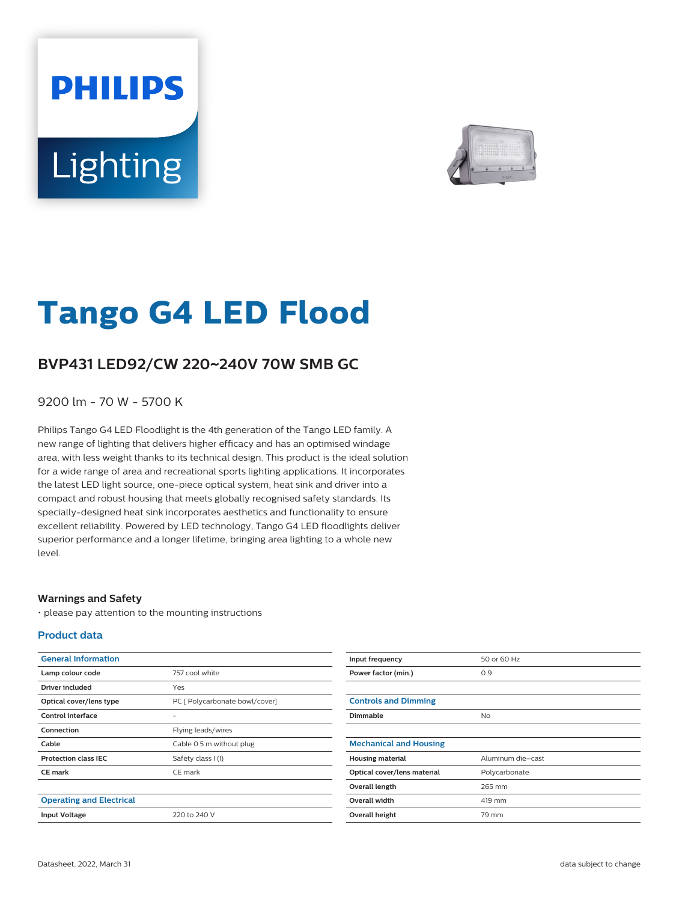# Tango G4 LED Flood

## BVP431 LED92/CW 220~240V 70W SMB GC

9200 lm - 70 W - 5700 K

Philips Tango G4 LED Floodlight is the 4th generation of the Tango LED family. A new range of lighting that delivers higher efficacy and has an optimised windage area, with less weight thanks to its technical design. This product is the ideal solution for a wide range of area and recreational sports lighting applications. It incorporates the latest LED light source, one-piece optical system, heat sink and driver into a compact and robust housing that meets globally recognised safety standards. Its specially-designed heat sink incorporates aesthetics and functionality to ensure excellent reliability. Powered by LED technology, Tango G4 LED floodlights deliver superior performance and a longer lifetime, bringing area lighting to a whole new level.

### Warnings and Safety

- please pay attention to the mounting instructions

### Product data

| General Information | |
|---|---|
| Lamp colour code | 757 cool white |
| Driver included | Yes |
| Optical cover/lens type | PC [ Polycarbonate bowl/cover] |
| Control interface | - |
| Connection | Flying leads/wires |
| Cable | Cable 0.5 m without plug |
| Protection class IEC | Safety class I (I) |
| CE mark | CE mark |

| Operating and Electrical | |
|---|---|
| Input Voltage | 220 to 240 V |
| Input frequency | 50 or 60 Hz |
| Power factor (min.) | 0.9 |

| Controls and Dimming | |
|---|---|
| Dimmable | No |

| Mechanical and Housing | |
|---|---|
| Housing material | Aluminum die-cast |
| Optical cover/lens material | Polycarbonate |
| Overall length | 265 mm |
| Overall width | 419 mm |
| Overall height | 79 mm |

Datasheet, 2022, March 31

data subject to change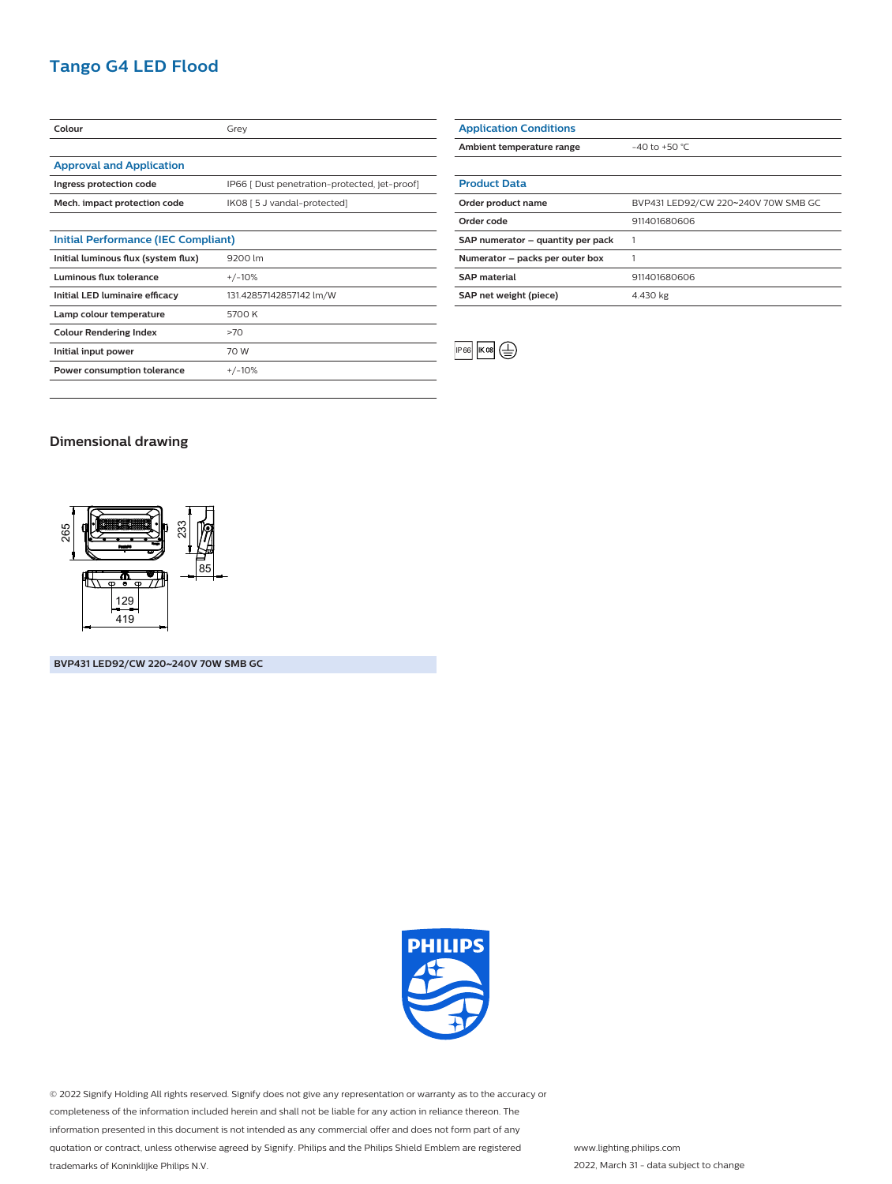# Tango G4 LED Flood

| | |
|---|---|
| Colour | Grey |

## Approval and Application

| | |
|---|---|
| Ingress protection code | IP66 [ Dust penetration-protected, jet-proof] |
| Mech. impact protection code | IK08 [ 5 J vandal-protected] |

## Initial Performance (IEC Compliant)

| | |
|---|---|
| Initial luminous flux (system flux) | 9200 lm |
| Luminous flux tolerance | +/-10% |
| Initial LED luminaire efficacy | 131.42857142857142 lm/W |
| Lamp colour temperature | 5700 K |
| Colour Rendering Index | >70 |
| Initial input power | 70 W |
| Power consumption tolerance | +/-10% |

## Application Conditions

| | |
|---|---|
| Ambient temperature range | -40 to +50 °C |

## Product Data

| | |
|---|---|
| Order product name | BVP431 LED92/CW 220~240V 70W SMB GC |
| Order code | 911401680606 |
| SAP numerator – quantity per pack | 1 |
| Numerator – packs per outer box | 1 |
| SAP material | 911401680606 |
| SAP net weight (piece) | 4.430 kg |

IP66 IK08

## Dimensional drawing

265
233
85
129
419

**BVP431 LED92/CW 220~240V 70W SMB GC**

PHILIPS

© 2022 Signify Holding All rights reserved. Signify does not give any representation or warranty as to the accuracy or completeness of the information included herein and shall not be liable for any action in reliance thereon. The information presented in this document is not intended as any commercial offer and does not form part of any quotation or contract, unless otherwise agreed by Signify. Philips and the Philips Shield Emblem are registered trademarks of Koninklijke Philips N.V.

www.lighting.philips.com
2022, March 31 - data subject to change